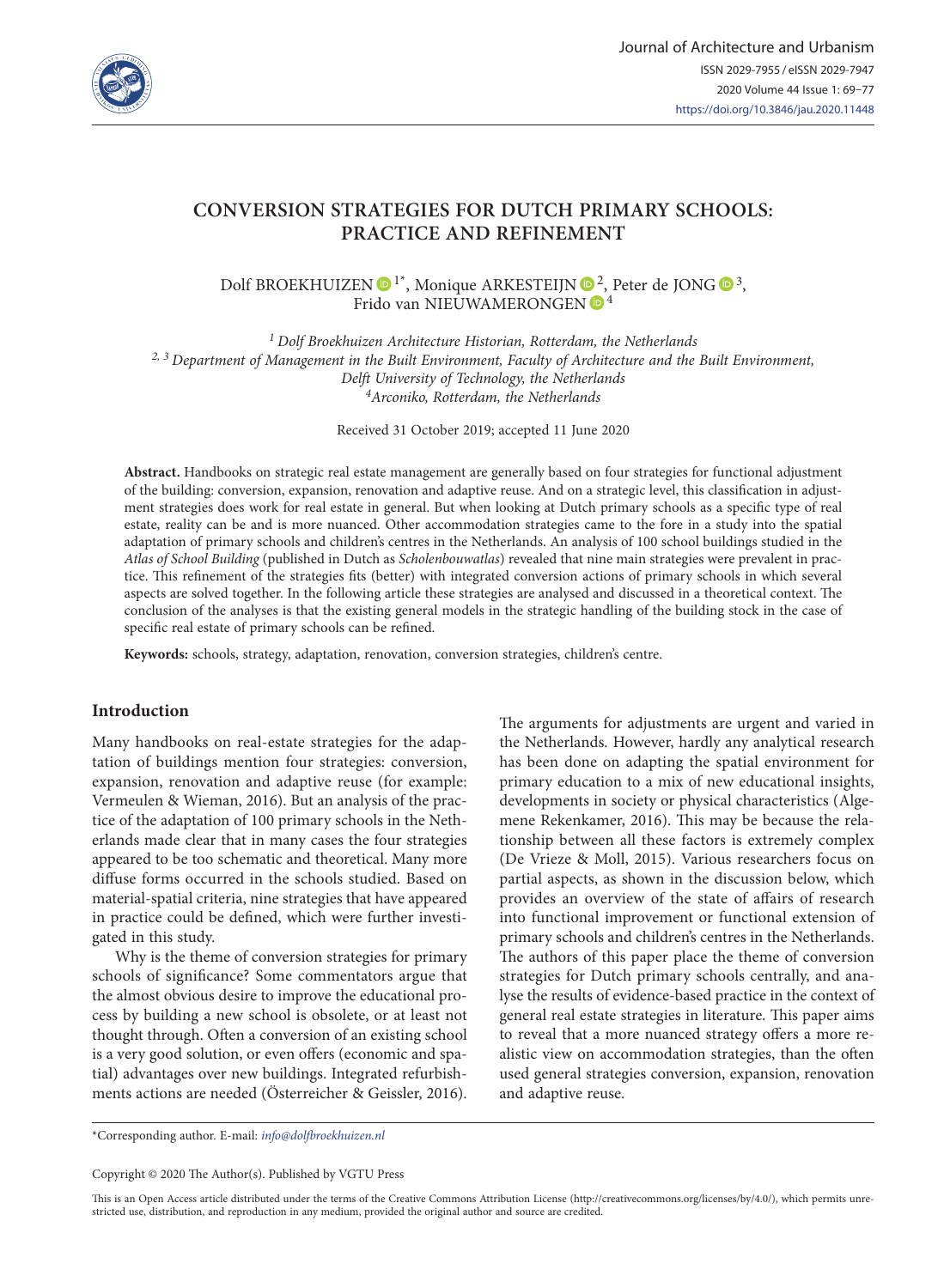# CONVERSION STRATEGIES FOR DUTCH PRIMARY SCHOOLS: PRACTICE AND REFINEMENT

Dolf BROEKHUIZEN [1*], Monique ARKESTEIJN [2], Peter de JONG [3], Frido van NIEUWAMERONGEN [4]

[1] *Dolf Broekhuizen Architecture Historian, Rotterdam, the Netherlands*
[2, 3] *Department of Management in the Built Environment, Faculty of Architecture and the Built Environment, Delft University of Technology, the Netherlands*
[4] *Arconiko, Rotterdam, the Netherlands*

Received 31 October 2019; accepted 11 June 2020

**Abstract.** Handbooks on strategic real estate management are generally based on four strategies for functional adjustment of the building: conversion, expansion, renovation and adaptive reuse. And on a strategic level, this classification in adjustment strategies does work for real estate in general. But when looking at Dutch primary schools as a specific type of real estate, reality can be and is more nuanced. Other accommodation strategies came to the fore in a study into the spatial adaptation of primary schools and children's centres in the Netherlands. An analysis of 100 school buildings studied in the *Atlas of School Building* (published in Dutch as *Scholenbouwatlas*) revealed that nine main strategies were prevalent in practice. This refinement of the strategies fits (better) with integrated conversion actions of primary schools in which several aspects are solved together. In the following article these strategies are analysed and discussed in a theoretical context. The conclusion of the analyses is that the existing general models in the strategic handling of the building stock in the case of specific real estate of primary schools can be refined.

**Keywords:** schools, strategy, adaptation, renovation, conversion strategies, children's centre.

## Introduction

Many handbooks on real-estate strategies for the adaptation of buildings mention four strategies: conversion, expansion, renovation and adaptive reuse (for example: Vermeulen & Wieman, 2016). But an analysis of the practice of the adaptation of 100 primary schools in the Netherlands made clear that in many cases the four strategies appeared to be too schematic and theoretical. Many more diffuse forms occurred in the schools studied. Based on material-spatial criteria, nine strategies that have appeared in practice could be defined, which were further investigated in this study.

Why is the theme of conversion strategies for primary schools of significance? Some commentators argue that the almost obvious desire to improve the educational process by building a new school is obsolete, or at least not thought through. Often a conversion of an existing school is a very good solution, or even offers (economic and spatial) advantages over new buildings. Integrated refurbishments actions are needed (Österreicher & Geissler, 2016). The arguments for adjustments are urgent and varied in the Netherlands. However, hardly any analytical research has been done on adapting the spatial environment for primary education to a mix of new educational insights, developments in society or physical characteristics (Algemene Rekenkamer, 2016). This may be because the relationship between all these factors is extremely complex (De Vrieze & Moll, 2015). Various researchers focus on partial aspects, as shown in the discussion below, which provides an overview of the state of affairs of research into functional improvement or functional extension of primary schools and children's centres in the Netherlands. The authors of this paper place the theme of conversion strategies for Dutch primary schools centrally, and analyse the results of evidence-based practice in the context of general real estate strategies in literature. This paper aims to reveal that a more nuanced strategy offers a more realistic view on accommodation strategies, than the often used general strategies conversion, expansion, renovation and adaptive reuse.

*Corresponding author. E-mail: *info@dolfbroekhuizen.nl*

Copyright © 2020 The Author(s). Published by VGTU Press

This is an Open Access article distributed under the terms of the Creative Commons Attribution License (http://creativecommons.org/licenses/by/4.0/), which permits unrestricted use, distribution, and reproduction in any medium, provided the original author and source are credited.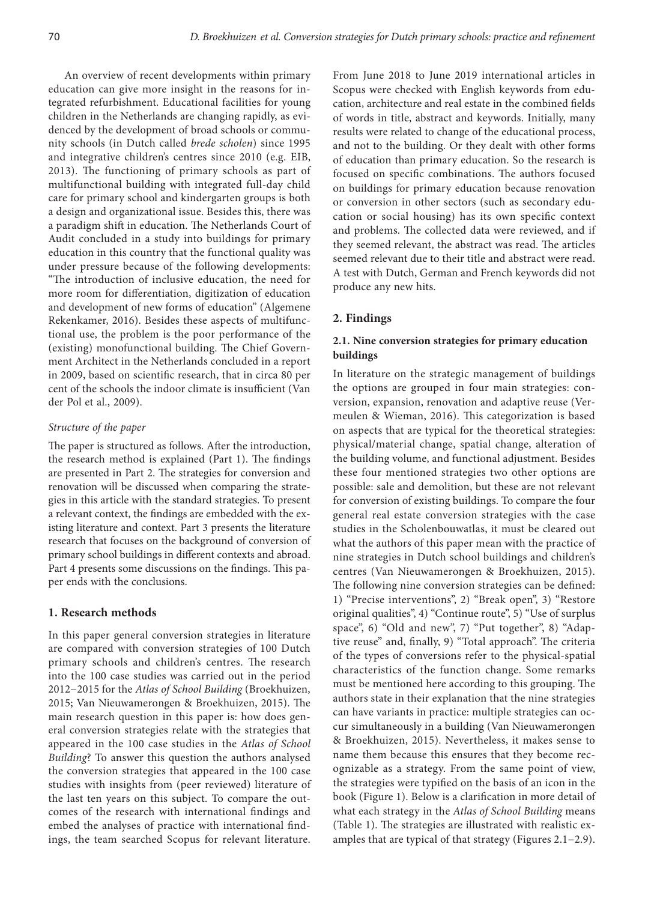An overview of recent developments within primary education can give more insight in the reasons for integrated refurbishment. Educational facilities for young children in the Netherlands are changing rapidly, as evidenced by the development of broad schools or community schools (in Dutch called *brede scholen*) since 1995 and integrative children's centres since 2010 (e.g. EIB, 2013). The functioning of primary schools as part of multifunctional building with integrated full-day child care for primary school and kindergarten groups is both a design and organizational issue. Besides this, there was a paradigm shift in education. The Netherlands Court of Audit concluded in a study into buildings for primary education in this country that the functional quality was under pressure because of the following developments: "The introduction of inclusive education, the need for more room for differentiation, digitization of education and development of new forms of education" (Algemene Rekenkamer, 2016). Besides these aspects of multifunctional use, the problem is the poor performance of the (existing) monofunctional building. The Chief Government Architect in the Netherlands concluded in a report in 2009, based on scientific research, that in circa 80 per cent of the schools the indoor climate is insufficient (Van der Pol et al., 2009).

*Structure of the paper*

The paper is structured as follows. After the introduction, the research method is explained (Part 1). The findings are presented in Part 2. The strategies for conversion and renovation will be discussed when comparing the strategies in this article with the standard strategies. To present a relevant context, the findings are embedded with the existing literature and context. Part 3 presents the literature research that focuses on the background of conversion of primary school buildings in different contexts and abroad. Part 4 presents some discussions on the findings. This paper ends with the conclusions.

## 1. Research methods

In this paper general conversion strategies in literature are compared with conversion strategies of 100 Dutch primary schools and children's centres. The research into the 100 case studies was carried out in the period 2012–2015 for the *Atlas of School Building* (Broekhuizen, 2015; Van Nieuwamerongen & Broekhuizen, 2015). The main research question in this paper is: how does general conversion strategies relate with the strategies that appeared in the 100 case studies in the *Atlas of School Building*? To answer this question the authors analysed the conversion strategies that appeared in the 100 case studies with insights from (peer reviewed) literature of the last ten years on this subject. To compare the outcomes of the research with international findings and embed the analyses of practice with international findings, the team searched Scopus for relevant literature. From June 2018 to June 2019 international articles in Scopus were checked with English keywords from education, architecture and real estate in the combined fields of words in title, abstract and keywords. Initially, many results were related to change of the educational process, and not to the building. Or they dealt with other forms of education than primary education. So the research is focused on specific combinations. The authors focused on buildings for primary education because renovation or conversion in other sectors (such as secondary education or social housing) has its own specific context and problems. The collected data were reviewed, and if they seemed relevant, the abstract was read. The articles seemed relevant due to their title and abstract were read. A test with Dutch, German and French keywords did not produce any new hits.

## 2. Findings

### 2.1. Nine conversion strategies for primary education buildings

In literature on the strategic management of buildings the options are grouped in four main strategies: conversion, expansion, renovation and adaptive reuse (Vermeulen & Wieman, 2016). This categorization is based on aspects that are typical for the theoretical strategies: physical/material change, spatial change, alteration of the building volume, and functional adjustment. Besides these four mentioned strategies two other options are possible: sale and demolition, but these are not relevant for conversion of existing buildings. To compare the four general real estate conversion strategies with the case studies in the Scholenbouwatlas, it must be cleared out what the authors of this paper mean with the practice of nine strategies in Dutch school buildings and children's centres (Van Nieuwamerongen & Broekhuizen, 2015). The following nine conversion strategies can be defined: 1) "Precise interventions", 2) "Break open", 3) "Restore original qualities", 4) "Continue route", 5) "Use of surplus space", 6) "Old and new", 7) "Put together", 8) "Adaptive reuse" and, finally, 9) "Total approach". The criteria of the types of conversions refer to the physical-spatial characteristics of the function change. Some remarks must be mentioned here according to this grouping. The authors state in their explanation that the nine strategies can have variants in practice: multiple strategies can occur simultaneously in a building (Van Nieuwamerongen & Broekhuizen, 2015). Nevertheless, it makes sense to name them because this ensures that they become recognizable as a strategy. From the same point of view, the strategies were typified on the basis of an icon in the book (Figure 1). Below is a clarification in more detail of what each strategy in the *Atlas of School Building* means (Table 1). The strategies are illustrated with realistic examples that are typical of that strategy (Figures 2.1–2.9).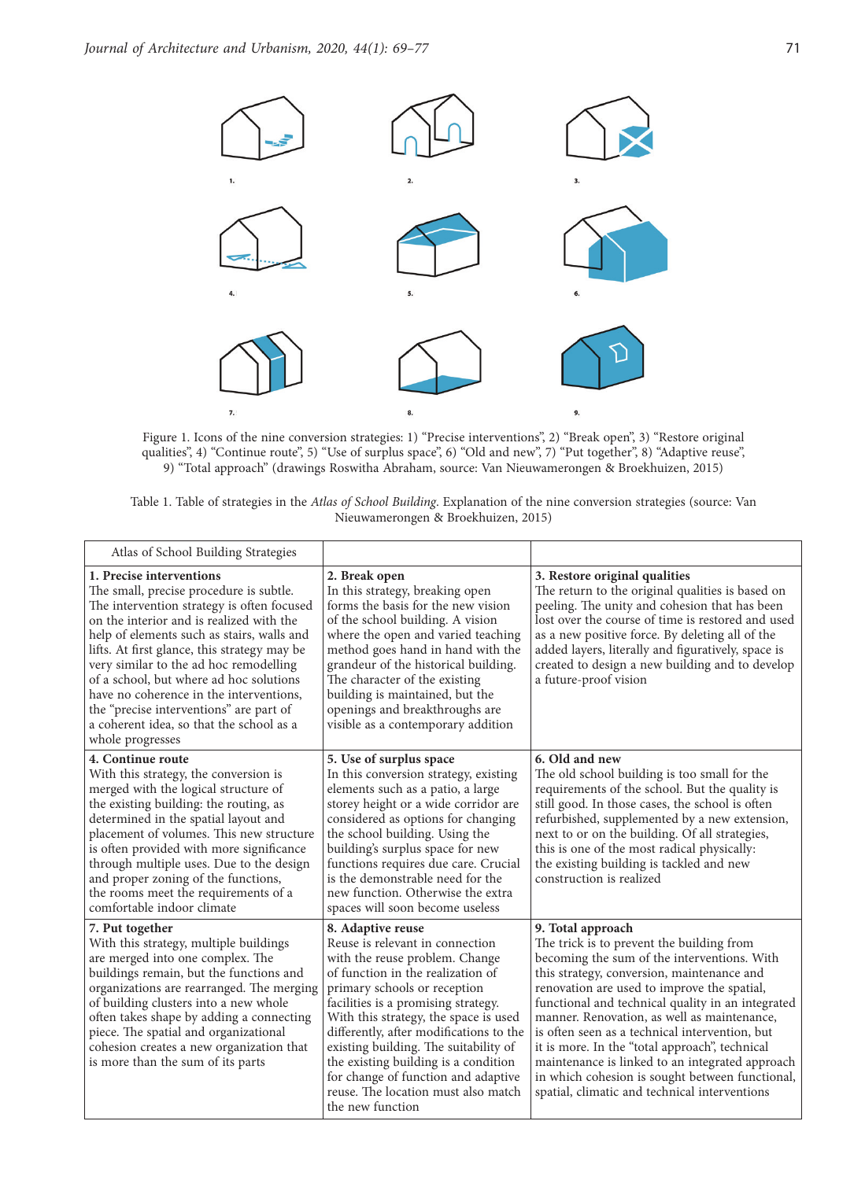Figure 1. Icons of the nine conversion strategies: 1) "Precise interventions", 2) "Break open", 3) "Restore original qualities", 4) "Continue route", 5) "Use of surplus space", 6) "Old and new", 7) "Put together", 8) "Adaptive reuse", 9) "Total approach" (drawings Roswitha Abraham, source: Van Nieuwamerongen & Broekhuizen, 2015)

Table 1. Table of strategies in the *Atlas of School Building*. Explanation of the nine conversion strategies (source: Van Nieuwamerongen & Broekhuizen, 2015)

| Atlas of School Building Strategies | | |
|---|---|---|
| **1. Precise interventions** The small, precise procedure is subtle. The intervention strategy is often focused on the interior and is realized with the help of elements such as stairs, walls and lifts. At first glance, this strategy may be very similar to the ad hoc remodelling of a school, but where ad hoc solutions have no coherence in the interventions, the "precise interventions" are part of a coherent idea, so that the school as a whole progresses | **2. Break open** In this strategy, breaking open forms the basis for the new vision of the school building. A vision where the open and varied teaching method goes hand in hand with the grandeur of the historical building. The character of the existing building is maintained, but the openings and breakthroughs are visible as a contemporary addition | **3. Restore original qualities** The return to the original qualities is based on peeling. The unity and cohesion that has been lost over the course of time is restored and used as a new positive force. By deleting all of the added layers, literally and figuratively, space is created to design a new building and to develop a future-proof vision |
| **4. Continue route** With this strategy, the conversion is merged with the logical structure of the existing building: the routing, as determined in the spatial layout and placement of volumes. This new structure is often provided with more significance through multiple uses. Due to the design and proper zoning of the functions, the rooms meet the requirements of a comfortable indoor climate | **5. Use of surplus space** In this conversion strategy, existing elements such as a patio, a large storey height or a wide corridor are considered as options for changing the school building. Using the building's surplus space for new functions requires due care. Crucial is the demonstrable need for the new function. Otherwise the extra spaces will soon become useless | **6. Old and new** The old school building is too small for the requirements of the school. But the quality is still good. In those cases, the school is often refurbished, supplemented by a new extension, next to or on the building. Of all strategies, this is one of the most radical physically: the existing building is tackled and new construction is realized |
| **7. Put together** With this strategy, multiple buildings are merged into one complex. The buildings remain, but the functions and organizations are rearranged. The merging of building clusters into a new whole often takes shape by adding a connecting piece. The spatial and organizational cohesion creates a new organization that is more than the sum of its parts | **8. Adaptive reuse** Reuse is relevant in connection with the reuse problem. Change of function in the realization of primary schools or reception facilities is a promising strategy. With this strategy, the space is used differently, after modifications to the existing building. The suitability of the existing building is a condition for change of function and adaptive reuse. The location must also match the new function | **9. Total approach** The trick is to prevent the building from becoming the sum of the interventions. With this strategy, conversion, maintenance and renovation are used to improve the spatial, functional and technical quality in an integrated manner. Renovation, as well as maintenance, is often seen as a technical intervention, but it is more. In the "total approach", technical maintenance is linked to an integrated approach in which cohesion is sought between functional, spatial, climatic and technical interventions |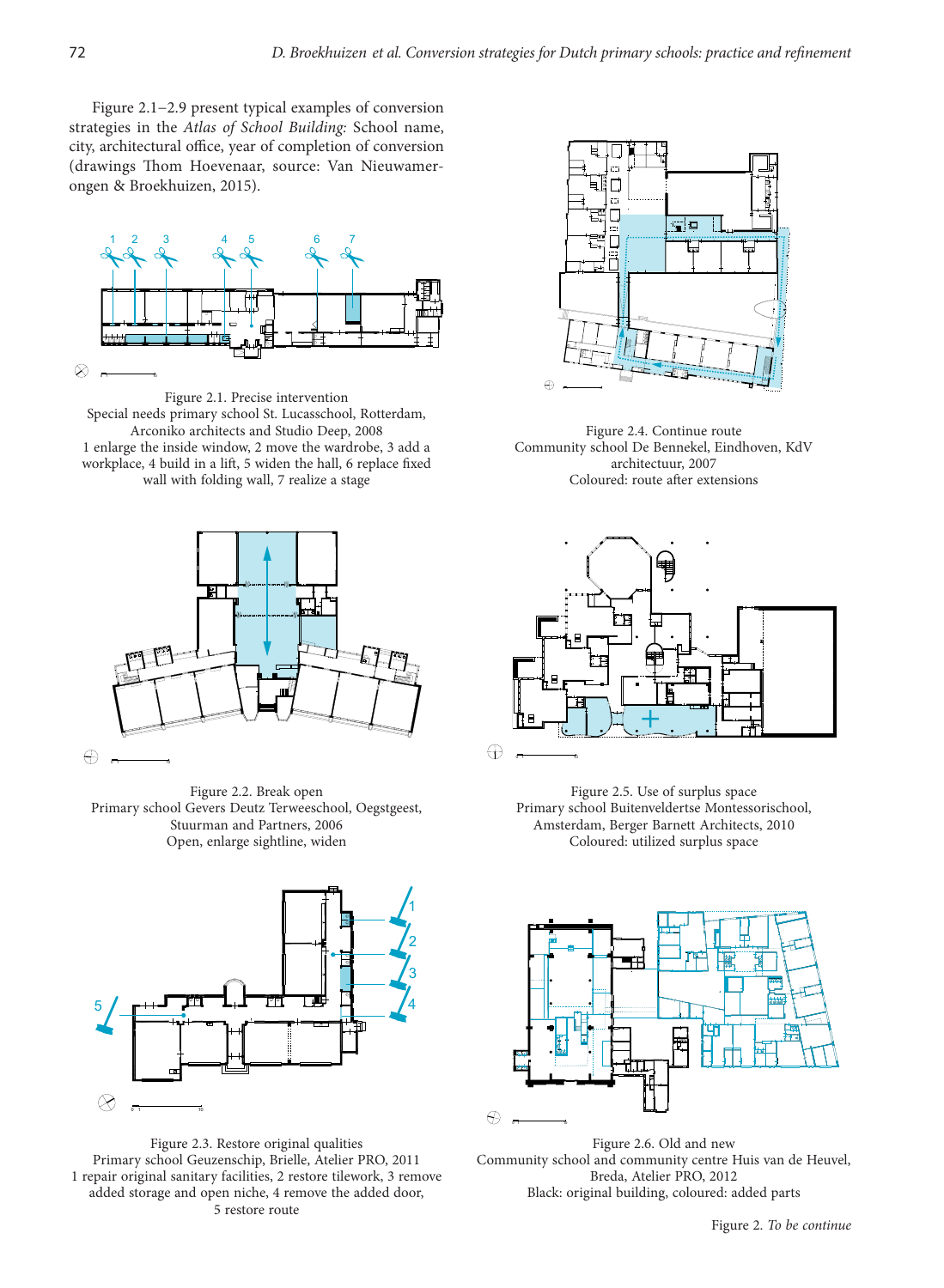Figure 2.1–2.9 present typical examples of conversion strategies in the *Atlas of School Building*: School name, city, architectural office, year of completion of conversion (drawings Thom Hoevenaar, source: Van Nieuwamerongen & Broekhuizen, 2015).

Figure 2.1. Precise intervention
Special needs primary school St. Lucasschool, Rotterdam, Arconiko architects and Studio Deep, 2008
1 enlarge the inside window, 2 move the wardrobe, 3 add a workplace, 4 build in a lift, 5 widen the hall, 6 replace fixed wall with folding wall, 7 realize a stage

Figure 2.2. Break open
Primary school Gevers Deutz Terweeschool, Oegstgeest, Stuurman and Partners, 2006
Open, enlarge sightline, widen

Figure 2.3. Restore original qualities
Primary school Geuzenschip, Brielle, Atelier PRO, 2011
1 repair original sanitary facilities, 2 restore tilework, 3 remove added storage and open niche, 4 remove the added door, 5 restore route

Figure 2.4. Continue route
Community school De Bennekel, Eindhoven, KdV architectuur, 2007
Coloured: route after extensions

Figure 2.5. Use of surplus space
Primary school Buitenveldertse Montessorischool, Amsterdam, Berger Barnett Architects, 2010
Coloured: utilized surplus space

Figure 2.6. Old and new
Community school and community centre Huis van de Heuvel, Breda, Atelier PRO, 2012
Black: original building, coloured: added parts

Figure 2. *To be continue*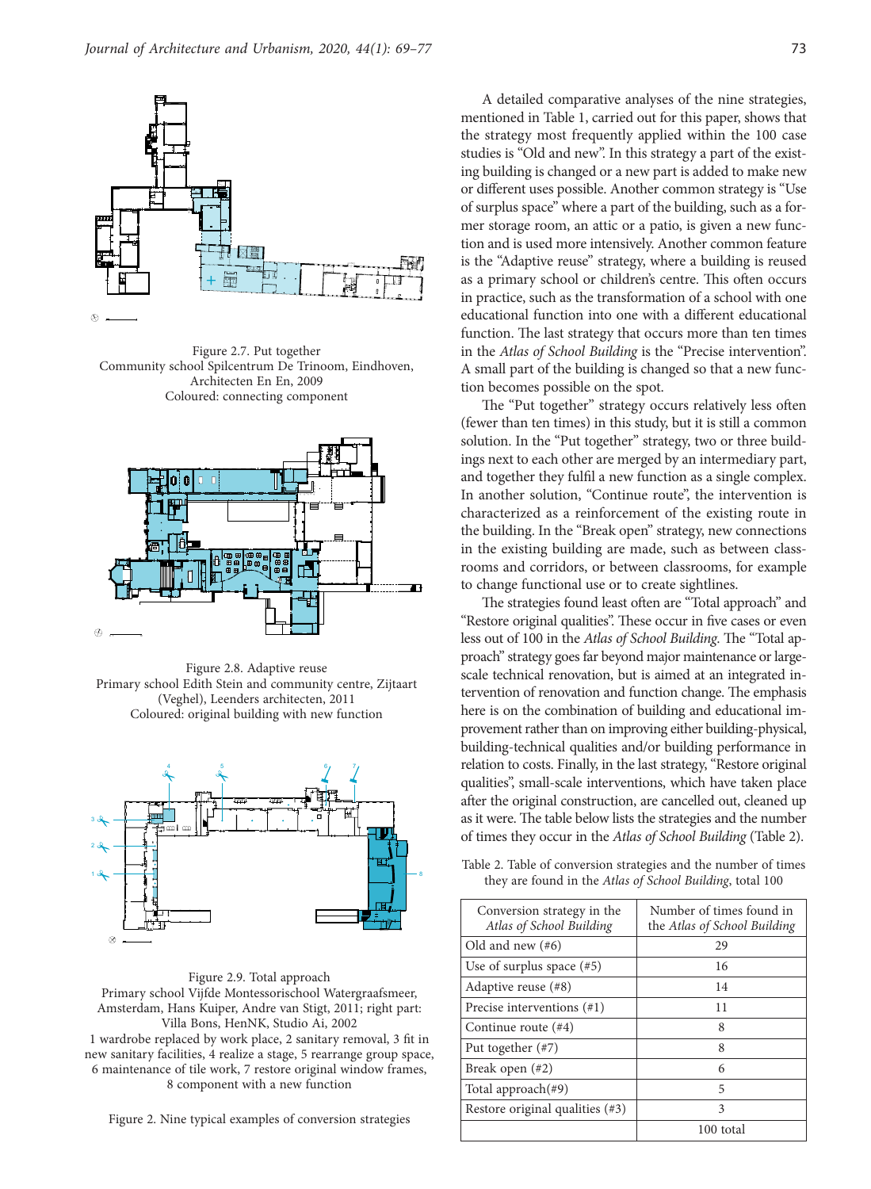Figure 2.7. Put together
Community school Spilcentrum De Trinoom, Eindhoven, Architecten En En, 2009
Coloured: connecting component

Figure 2.8. Adaptive reuse
Primary school Edith Stein and community centre, Zijtaart (Veghel), Leenders architecten, 2011
Coloured: original building with new function

Figure 2.9. Total approach
Primary school Vijfde Montessorischool Watergraafsmeer, Amsterdam, Hans Kuiper, Andre van Stigt, 2011; right part: Villa Bons, HenNK, Studio Ai, 2002
1 wardrobe replaced by work place, 2 sanitary removal, 3 fit in new sanitary facilities, 4 realize a stage, 5 rearrange group space, 6 maintenance of tile work, 7 restore original window frames, 8 component with a new function

Figure 2. Nine typical examples of conversion strategies

A detailed comparative analyses of the nine strategies, mentioned in Table 1, carried out for this paper, shows that the strategy most frequently applied within the 100 case studies is "Old and new". In this strategy a part of the existing building is changed or a new part is added to make new or different uses possible. Another common strategy is "Use of surplus space" where a part of the building, such as a former storage room, an attic or a patio, is given a new function and is used more intensively. Another common feature is the "Adaptive reuse" strategy, where a building is reused as a primary school or children's centre. This often occurs in practice, such as the transformation of a school with one educational function into one with a different educational function. The last strategy that occurs more than ten times in the *Atlas of School Building* is the "Precise intervention". A small part of the building is changed so that a new function becomes possible on the spot.

The "Put together" strategy occurs relatively less often (fewer than ten times) in this study, but it is still a common solution. In the "Put together" strategy, two or three buildings next to each other are merged by an intermediary part, and together they fulfil a new function as a single complex. In another solution, "Continue route", the intervention is characterized as a reinforcement of the existing route in the building. In the "Break open" strategy, new connections in the existing building are made, such as between classrooms and corridors, or between classrooms, for example to change functional use or to create sightlines.

The strategies found least often are "Total approach" and "Restore original qualities". These occur in five cases or even less out of 100 in the *Atlas of School Building*. The "Total approach" strategy goes far beyond major maintenance or large-scale technical renovation, but is aimed at an integrated intervention of renovation and function change. The emphasis here is on the combination of building and educational improvement rather than on improving either building-physical, building-technical qualities and/or building performance in relation to costs. Finally, in the last strategy, "Restore original qualities", small-scale interventions, which have taken place after the original construction, are cancelled out, cleaned up as it were. The table below lists the strategies and the number of times they occur in the *Atlas of School Building* (Table 2).

Table 2. Table of conversion strategies and the number of times they are found in the *Atlas of School Building*, total 100

| Conversion strategy in the *Atlas of School Building* | Number of times found in the *Atlas of School Building* |
|---|---|
| Old and new (#6) | 29 |
| Use of surplus space (#5) | 16 |
| Adaptive reuse (#8) | 14 |
| Precise interventions (#1) | 11 |
| Continue route (#4) | 8 |
| Put together (#7) | 8 |
| Break open (#2) | 6 |
| Total approach(#9) | 5 |
| Restore original qualities (#3) | 3 |
| | 100 total |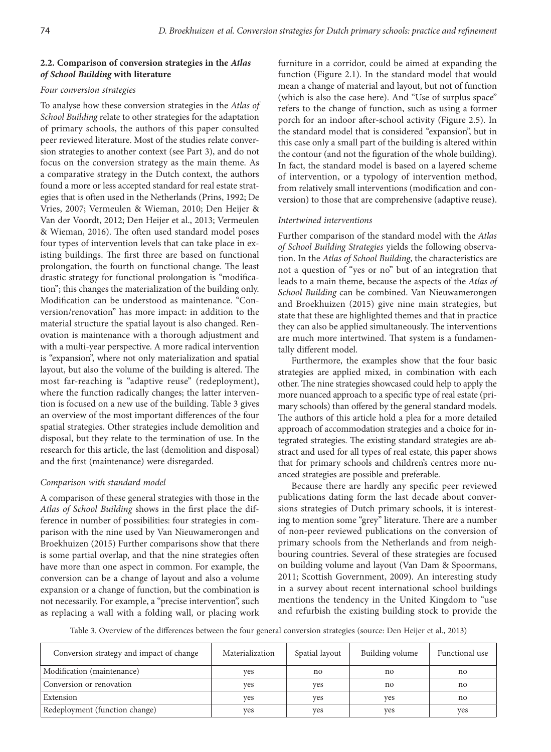### 2.2. Comparison of conversion strategies in the *Atlas of School Building* with literature

#### *Four conversion strategies*

To analyse how these conversion strategies in the *Atlas of School Building* relate to other strategies for the adaptation of primary schools, the authors of this paper consulted peer reviewed literature. Most of the studies relate conversion strategies to another context (see Part 3), and do not focus on the conversion strategy as the main theme. As a comparative strategy in the Dutch context, the authors found a more or less accepted standard for real estate strategies that is often used in the Netherlands (Prins, 1992; De Vries, 2007; Vermeulen & Wieman, 2010; Den Heijer & Van der Voordt, 2012; Den Heijer et al., 2013; Vermeulen & Wieman, 2016). The often used standard model poses four types of intervention levels that can take place in existing buildings. The first three are based on functional prolongation, the fourth on functional change. The least drastic strategy for functional prolongation is "modification"; this changes the materialization of the building only. Modification can be understood as maintenance. "Conversion/renovation" has more impact: in addition to the material structure the spatial layout is also changed. Renovation is maintenance with a thorough adjustment and with a multi-year perspective. A more radical intervention is "expansion", where not only materialization and spatial layout, but also the volume of the building is altered. The most far-reaching is "adaptive reuse" (redeployment), where the function radically changes; the latter intervention is focused on a new use of the building. Table 3 gives an overview of the most important differences of the four spatial strategies. Other strategies include demolition and disposal, but they relate to the termination of use. In the research for this article, the last (demolition and disposal) and the first (maintenance) were disregarded.

#### *Comparison with standard model*

A comparison of these general strategies with those in the *Atlas of School Building* shows in the first place the difference in number of possibilities: four strategies in comparison with the nine used by Van Nieuwamerongen and Broekhuizen (2015) Further comparisons show that there is some partial overlap, and that the nine strategies often have more than one aspect in common. For example, the conversion can be a change of layout and also a volume expansion or a change of function, but the combination is not necessarily. For example, a "precise intervention", such as replacing a wall with a folding wall, or placing work furniture in a corridor, could be aimed at expanding the function (Figure 2.1). In the standard model that would mean a change of material and layout, but not of function (which is also the case here). And "Use of surplus space" refers to the change of function, such as using a former porch for an indoor after-school activity (Figure 2.5). In the standard model that is considered "expansion", but in this case only a small part of the building is altered within the contour (and not the figuration of the whole building). In fact, the standard model is based on a layered scheme of intervention, or a typology of intervention method, from relatively small interventions (modification and conversion) to those that are comprehensive (adaptive reuse).

#### *Intertwined interventions*

Further comparison of the standard model with the *Atlas of School Building Strategies* yields the following observation. In the *Atlas of School Building*, the characteristics are not a question of "yes or no" but of an integration that leads to a main theme, because the aspects of the *Atlas of School Building* can be combined. Van Nieuwamerongen and Broekhuizen (2015) give nine main strategies, but state that these are highlighted themes and that in practice they can also be applied simultaneously. The interventions are much more intertwined. That system is a fundamentally different model.

Furthermore, the examples show that the four basic strategies are applied mixed, in combination with each other. The nine strategies showcased could help to apply the more nuanced approach to a specific type of real estate (primary schools) than offered by the general standard models. The authors of this article hold a plea for a more detailed approach of accommodation strategies and a choice for integrated strategies. The existing standard strategies are abstract and used for all types of real estate, this paper shows that for primary schools and children's centres more nuanced strategies are possible and preferable.

Because there are hardly any specific peer reviewed publications dating form the last decade about conversions strategies of Dutch primary schools, it is interesting to mention some "grey" literature. There are a number of non-peer reviewed publications on the conversion of primary schools from the Netherlands and from neighbouring countries. Several of these strategies are focused on building volume and layout (Van Dam & Spoormans, 2011; Scottish Government, 2009). An interesting study in a survey about recent international school buildings mentions the tendency in the United Kingdom to "use and refurbish the existing building stock to provide the

Table 3. Overview of the differences between the four general conversion strategies (source: Den Heijer et al., 2013)

| Conversion strategy and impact of change | Materialization | Spatial layout | Building volume | Functional use |
|---|---|---|---|---|
| Modification (maintenance) | yes | no | no | no |
| Conversion or renovation | yes | yes | no | no |
| Extension | yes | yes | yes | no |
| Redeployment (function change) | yes | yes | yes | yes |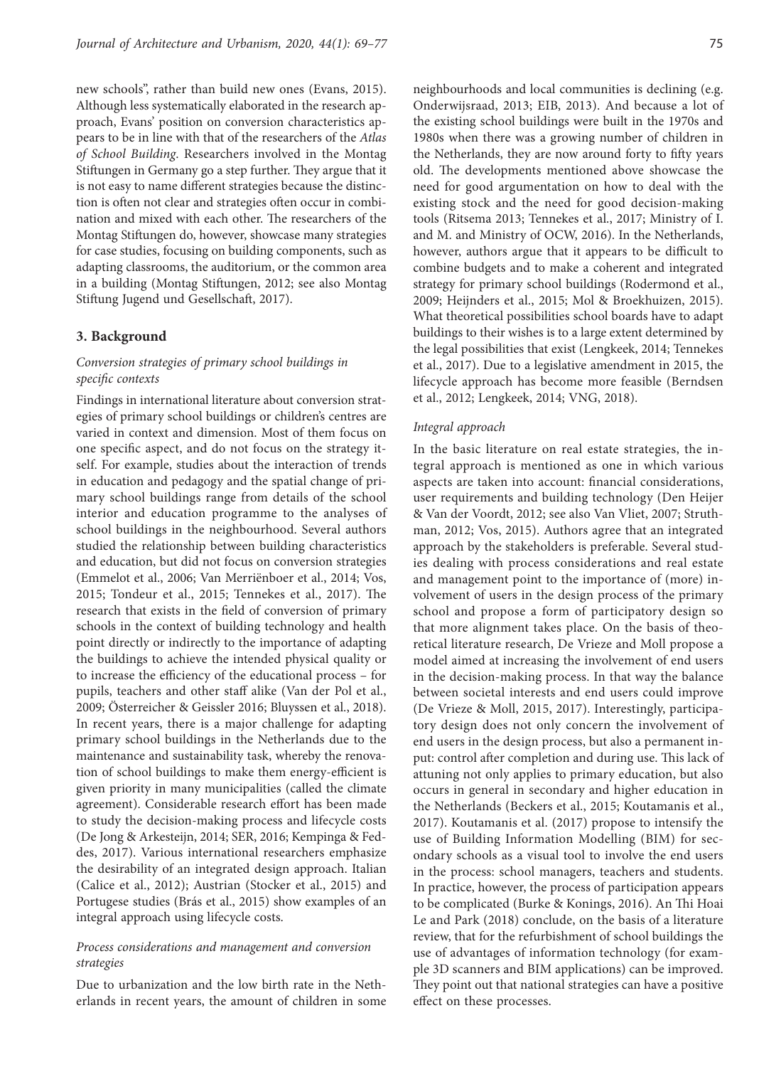new schools", rather than build new ones (Evans, 2015). Although less systematically elaborated in the research approach, Evans' position on conversion characteristics appears to be in line with that of the researchers of the *Atlas of School Building*. Researchers involved in the Montag Stiftungen in Germany go a step further. They argue that it is not easy to name different strategies because the distinction is often not clear and strategies often occur in combination and mixed with each other. The researchers of the Montag Stiftungen do, however, showcase many strategies for case studies, focusing on building components, such as adapting classrooms, the auditorium, or the common area in a building (Montag Stiftungen, 2012; see also Montag Stiftung Jugend und Gesellschaft, 2017).

## 3. Background

### *Conversion strategies of primary school buildings in specific contexts*

Findings in international literature about conversion strategies of primary school buildings or children's centres are varied in context and dimension. Most of them focus on one specific aspect, and do not focus on the strategy itself. For example, studies about the interaction of trends in education and pedagogy and the spatial change of primary school buildings range from details of the school interior and education programme to the analyses of school buildings in the neighbourhood. Several authors studied the relationship between building characteristics and education, but did not focus on conversion strategies (Emmelot et al., 2006; Van Merriënboer et al., 2014; Vos, 2015; Tondeur et al., 2015; Tennekes et al., 2017). The research that exists in the field of conversion of primary schools in the context of building technology and health point directly or indirectly to the importance of adapting the buildings to achieve the intended physical quality or to increase the efficiency of the educational process – for pupils, teachers and other staff alike (Van der Pol et al., 2009; Österreicher & Geissler 2016; Bluyssen et al., 2018). In recent years, there is a major challenge for adapting primary school buildings in the Netherlands due to the maintenance and sustainability task, whereby the renovation of school buildings to make them energy-efficient is given priority in many municipalities (called the climate agreement). Considerable research effort has been made to study the decision-making process and lifecycle costs (De Jong & Arkesteijn, 2014; SER, 2016; Kempinga & Feddes, 2017). Various international researchers emphasize the desirability of an integrated design approach. Italian (Calice et al., 2012); Austrian (Stocker et al., 2015) and Portugese studies (Brás et al., 2015) show examples of an integral approach using lifecycle costs.

### *Process considerations and management and conversion strategies*

Due to urbanization and the low birth rate in the Netherlands in recent years, the amount of children in some neighbourhoods and local communities is declining (e.g. Onderwijsraad, 2013; EIB, 2013). And because a lot of the existing school buildings were built in the 1970s and 1980s when there was a growing number of children in the Netherlands, they are now around forty to fifty years old. The developments mentioned above showcase the need for good argumentation on how to deal with the existing stock and the need for good decision-making tools (Ritsema 2013; Tennekes et al., 2017; Ministry of I. and M. and Ministry of OCW, 2016). In the Netherlands, however, authors argue that it appears to be difficult to combine budgets and to make a coherent and integrated strategy for primary school buildings (Rodermond et al., 2009; Heijnders et al., 2015; Mol & Broekhuizen, 2015). What theoretical possibilities school boards have to adapt buildings to their wishes is to a large extent determined by the legal possibilities that exist (Lengkeek, 2014; Tennekes et al., 2017). Due to a legislative amendment in 2015, the lifecycle approach has become more feasible (Berndsen et al., 2012; Lengkeek, 2014; VNG, 2018).

### *Integral approach*

In the basic literature on real estate strategies, the integral approach is mentioned as one in which various aspects are taken into account: financial considerations, user requirements and building technology (Den Heijer & Van der Voordt, 2012; see also Van Vliet, 2007; Struthman, 2012; Vos, 2015). Authors agree that an integrated approach by the stakeholders is preferable. Several studies dealing with process considerations and real estate and management point to the importance of (more) involvement of users in the design process of the primary school and propose a form of participatory design so that more alignment takes place. On the basis of theoretical literature research, De Vrieze and Moll propose a model aimed at increasing the involvement of end users in the decision-making process. In that way the balance between societal interests and end users could improve (De Vrieze & Moll, 2015, 2017). Interestingly, participatory design does not only concern the involvement of end users in the design process, but also a permanent input: control after completion and during use. This lack of attuning not only applies to primary education, but also occurs in general in secondary and higher education in the Netherlands (Beckers et al., 2015; Koutamanis et al., 2017). Koutamanis et al. (2017) propose to intensify the use of Building Information Modelling (BIM) for secondary schools as a visual tool to involve the end users in the process: school managers, teachers and students. In practice, however, the process of participation appears to be complicated (Burke & Konings, 2016). An Thi Hoai Le and Park (2018) conclude, on the basis of a literature review, that for the refurbishment of school buildings the use of advantages of information technology (for example 3D scanners and BIM applications) can be improved. They point out that national strategies can have a positive effect on these processes.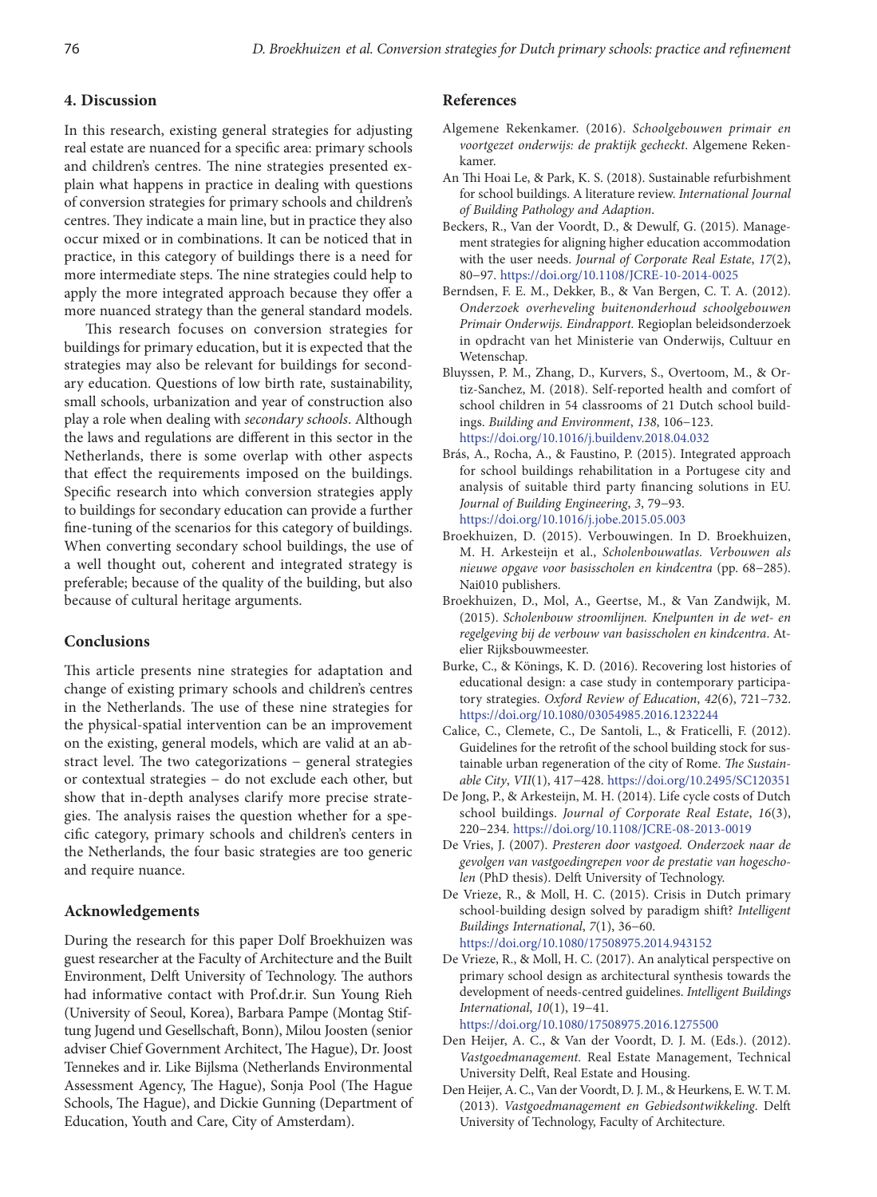## 4. Discussion

In this research, existing general strategies for adjusting real estate are nuanced for a specific area: primary schools and children's centres. The nine strategies presented explain what happens in practice in dealing with questions of conversion strategies for primary schools and children's centres. They indicate a main line, but in practice they also occur mixed or in combinations. It can be noticed that in practice, in this category of buildings there is a need for more intermediate steps. The nine strategies could help to apply the more integrated approach because they offer a more nuanced strategy than the general standard models.

This research focuses on conversion strategies for buildings for primary education, but it is expected that the strategies may also be relevant for buildings for secondary education. Questions of low birth rate, sustainability, small schools, urbanization and year of construction also play a role when dealing with *secondary schools*. Although the laws and regulations are different in this sector in the Netherlands, there is some overlap with other aspects that effect the requirements imposed on the buildings. Specific research into which conversion strategies apply to buildings for secondary education can provide a further fine-tuning of the scenarios for this category of buildings. When converting secondary school buildings, the use of a well thought out, coherent and integrated strategy is preferable; because of the quality of the building, but also because of cultural heritage arguments.

## Conclusions

This article presents nine strategies for adaptation and change of existing primary schools and children's centres in the Netherlands. The use of these nine strategies for the physical-spatial intervention can be an improvement on the existing, general models, which are valid at an abstract level. The two categorizations – general strategies or contextual strategies – do not exclude each other, but show that in-depth analyses clarify more precise strategies. The analysis raises the question whether for a specific category, primary schools and children's centers in the Netherlands, the four basic strategies are too generic and require nuance.

## Acknowledgements

During the research for this paper Dolf Broekhuizen was guest researcher at the Faculty of Architecture and the Built Environment, Delft University of Technology. The authors had informative contact with Prof.dr.ir. Sun Young Rieh (University of Seoul, Korea), Barbara Pampe (Montag Stiftung Jugend und Gesellschaft, Bonn), Milou Joosten (senior adviser Chief Government Architect, The Hague), Dr. Joost Tennekes and ir. Like Bijlsma (Netherlands Environmental Assessment Agency, The Hague), Sonja Pool (The Hague Schools, The Hague), and Dickie Gunning (Department of Education, Youth and Care, City of Amsterdam).

## References

Algemene Rekenkamer. (2016). *Schoolgebouwen primair en voortgezet onderwijs: de praktijk gecheckt*. Algemene Rekenkamer.

An Thi Hoai Le, & Park, K. S. (2018). Sustainable refurbishment for school buildings. A literature review. *International Journal of Building Pathology and Adaption*.

Beckers, R., Van der Voordt, D., & Dewulf, G. (2015). Management strategies for aligning higher education accommodation with the user needs. *Journal of Corporate Real Estate*, *17*(2), 80–97. https://doi.org/10.1108/JCRE-10-2014-0025

Berndsen, F. E. M., Dekker, B., & Van Bergen, C. T. A. (2012). *Onderzoek overheveling buitenonderhoud schoolgebouwen Primair Onderwijs. Eindrapport*. Regioplan beleidsonderzoek in opdracht van het Ministerie van Onderwijs, Cultuur en Wetenschap.

Bluyssen, P. M., Zhang, D., Kurvers, S., Overtoom, M., & Ortiz-Sanchez, M. (2018). Self-reported health and comfort of school children in 54 classrooms of 21 Dutch school buildings. *Building and Environment*, *138*, 106–123. https://doi.org/10.1016/j.buildenv.2018.04.032

Brás, A., Rocha, A., & Faustino, P. (2015). Integrated approach for school buildings rehabilitation in a Portugese city and analysis of suitable third party financing solutions in EU. *Journal of Building Engineering*, *3*, 79–93. https://doi.org/10.1016/j.jobe.2015.05.003

Broekhuizen, D. (2015). Verbouwingen. In D. Broekhuizen, M. H. Arkesteijn et al., *Scholenbouwatlas. Verbouwen als nieuwe opgave voor basisscholen en kindcentra* (pp. 68–285). Nai010 publishers.

Broekhuizen, D., Mol, A., Geertse, M., & Van Zandwijk, M. (2015). *Scholenbouw stroomlijnen. Knelpunten in de wet- en regelgeving bij de verbouw van basisscholen en kindcentra*. Atelier Rijksbouwmeester.

Burke, C., & Könings, K. D. (2016). Recovering lost histories of educational design: a case study in contemporary participatory strategies. *Oxford Review of Education*, *42*(6), 721–732. https://doi.org/10.1080/03054985.2016.1232244

Calice, C., Clemete, C., De Santoli, L., & Fraticelli, F. (2012). Guidelines for the retrofit of the school building stock for sustainable urban regeneration of the city of Rome. *The Sustainable City*, *VII*(1), 417–428. https://doi.org/10.2495/SC120351

De Jong, P., & Arkesteijn, M. H. (2014). Life cycle costs of Dutch school buildings. *Journal of Corporate Real Estate*, *16*(3), 220–234. https://doi.org/10.1108/JCRE-08-2013-0019

De Vries, J. (2007). *Presteren door vastgoed. Onderzoek naar de gevolgen van vastgoedingrepen voor de prestatie van hogescholen* (PhD thesis). Delft University of Technology.

De Vrieze, R., & Moll, H. C. (2015). Crisis in Dutch primary school-building design solved by paradigm shift? *Intelligent Buildings International*, *7*(1), 36–60. https://doi.org/10.1080/17508975.2014.943152

De Vrieze, R., & Moll, H. C. (2017). An analytical perspective on primary school design as architectural synthesis towards the development of needs-centred guidelines. *Intelligent Buildings International*, *10*(1), 19–41. https://doi.org/10.1080/17508975.2016.1275500

Den Heijer, A. C., & Van der Voordt, D. J. M. (Eds.). (2012). *Vastgoedmanagement*. Real Estate Management, Technical University Delft, Real Estate and Housing.

Den Heijer, A. C., Van der Voordt, D. J. M., & Heurkens, E. W. T. M. (2013). *Vastgoedmanagement en Gebiedsontwikkeling*. Delft University of Technology, Faculty of Architecture.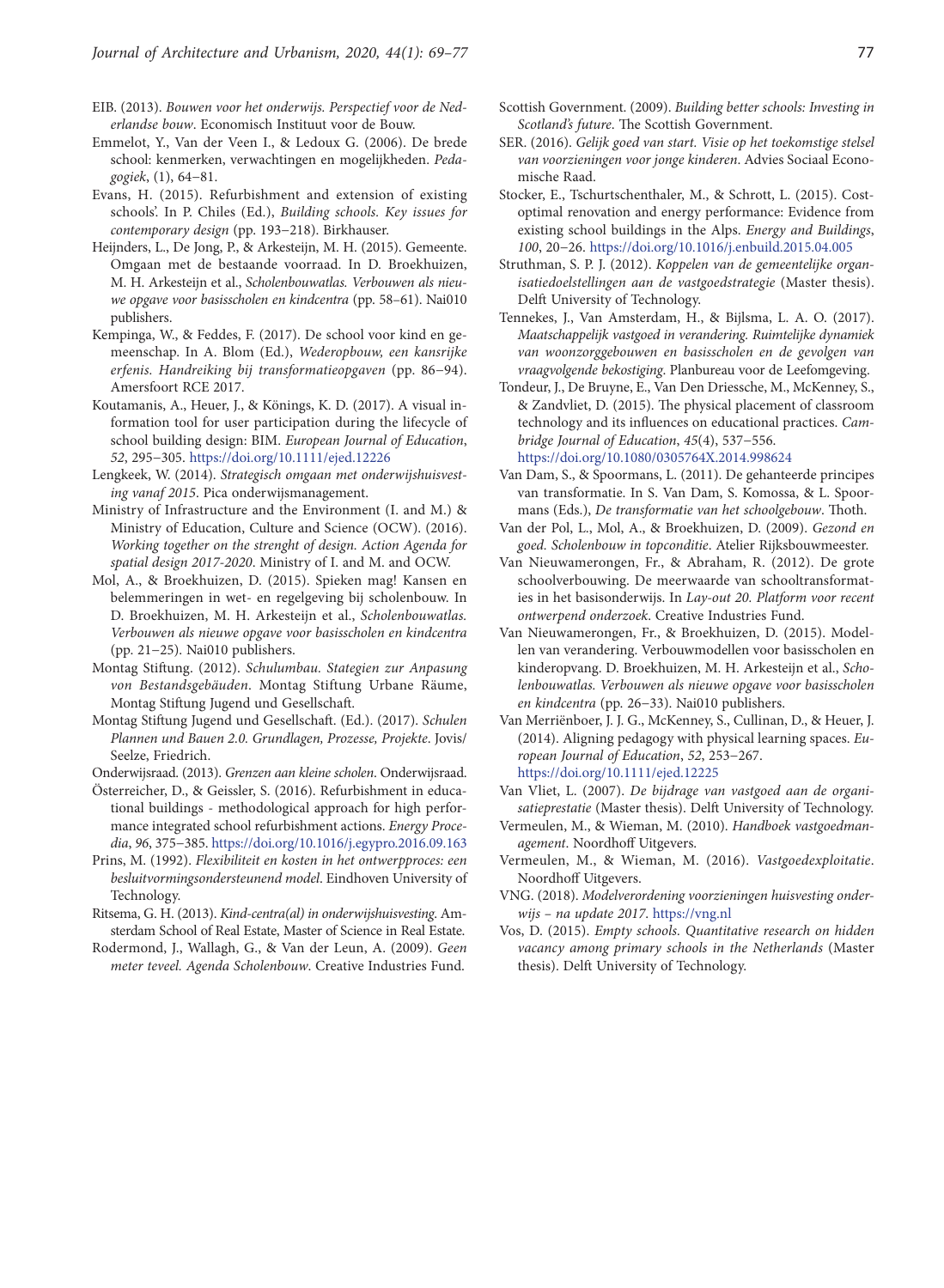EIB. (2013). *Bouwen voor het onderwijs. Perspectief voor de Nederlandse bouw*. Economisch Instituut voor de Bouw.

Emmelot, Y., Van der Veen I., & Ledoux G. (2006). De brede school: kenmerken, verwachtingen en mogelijkheden. *Pedagogiek*, (1), 64–81.

Evans, H. (2015). Refurbishment and extension of existing schools'. In P. Chiles (Ed.), *Building schools. Key issues for contemporary design* (pp. 193–218). Birkhauser.

Heijnders, L., De Jong, P., & Arkesteijn, M. H. (2015). Gemeente. Omgaan met de bestaande voorraad. In D. Broekhuizen, M. H. Arkesteijn et al., *Scholenbouwatlas. Verbouwen als nieuwe opgave voor basisscholen en kindcentra* (pp. 58–61). Nai010 publishers.

Kempinga, W., & Feddes, F. (2017). De school voor kind en gemeenschap. In A. Blom (Ed.), *Wederopbouw, een kansrijke erfenis. Handreiking bij transformatieopgaven* (pp. 86–94). Amersfoort RCE 2017.

Koutamanis, A., Heuer, J., & Könings, K. D. (2017). A visual information tool for user participation during the lifecycle of school building design: BIM. *European Journal of Education*, *52*, 295–305. https://doi.org/10.1111/ejed.12226

Lengkeek, W. (2014). *Strategisch omgaan met onderwijshuisvesting vanaf 2015*. Pica onderwijsmanagement.

Ministry of Infrastructure and the Environment (I. and M.) & Ministry of Education, Culture and Science (OCW). (2016). *Working together on the strenght of design. Action Agenda for spatial design 2017-2020*. Ministry of I. and M. and OCW.

Mol, A., & Broekhuizen, D. (2015). Spieken mag! Kansen en belemmeringen in wet- en regelgeving bij scholenbouw. In D. Broekhuizen, M. H. Arkesteijn et al., *Scholenbouwatlas. Verbouwen als nieuwe opgave voor basisscholen en kindcentra* (pp. 21–25). Nai010 publishers.

Montag Stiftung. (2012). *Schulumbau. Stategien zur Anpasung von Bestandsgebäuden*. Montag Stiftung Urbane Räume, Montag Stiftung Jugend und Gesellschaft.

Montag Stiftung Jugend und Gesellschaft. (Ed.). (2017). *Schulen Plannen und Bauen 2.0. Grundlagen, Prozesse, Projekte*. Jovis/Seelze, Friedrich.

Onderwijsraad. (2013). *Grenzen aan kleine scholen*. Onderwijsraad.

Österreicher, D., & Geissler, S. (2016). Refurbishment in educational buildings - methodological approach for high performance integrated school refurbishment actions. *Energy Procedia*, *96*, 375–385. https://doi.org/10.1016/j.egypro.2016.09.163

Prins, M. (1992). *Flexibiliteit en kosten in het ontwerpproces: een besluitvormingsondersteunend model*. Eindhoven University of Technology.

Ritsema, G. H. (2013). *Kind-centra(al) in onderwijshuisvesting*. Amsterdam School of Real Estate, Master of Science in Real Estate.

Rodermond, J., Wallagh, G., & Van der Leun, A. (2009). *Geen meter teveel. Agenda Scholenbouw*. Creative Industries Fund.

Scottish Government. (2009). *Building better schools: Investing in Scotland's future*. The Scottish Government.

SER. (2016). *Gelijk goed van start. Visie op het toekomstige stelsel van voorzieningen voor jonge kinderen*. Advies Sociaal Economische Raad.

Stocker, E., Tschurtschenthaler, M., & Schrott, L. (2015). Cost-optimal renovation and energy performance: Evidence from existing school buildings in the Alps. *Energy and Buildings*, *100*, 20–26. https://doi.org/10.1016/j.enbuild.2015.04.005

Struthman, S. P. J. (2012). *Koppelen van de gemeentelijke organisatiedoelstellingen aan de vastgoedstrategie* (Master thesis). Delft University of Technology.

Tennekes, J., Van Amsterdam, H., & Bijlsma, L. A. O. (2017). *Maatschappelijk vastgoed in verandering. Ruimtelijke dynamiek van woonzorggebouwen en basisscholen en de gevolgen van vraagvolgende bekostiging*. Planbureau voor de Leefomgeving.

Tondeur, J., De Bruyne, E., Van Den Driessche, M., McKenney, S., & Zandvliet, D. (2015). The physical placement of classroom technology and its influences on educational practices. *Cambridge Journal of Education*, *45*(4), 537–556. https://doi.org/10.1080/0305764X.2014.998624

Van Dam, S., & Spoormans, L. (2011). De gehanteerde principes van transformatie. In S. Van Dam, S. Komossa, & L. Spoormans (Eds.), *De transformatie van het schoolgebouw*. Thoth.

Van der Pol, L., Mol, A., & Broekhuizen, D. (2009). *Gezond en goed. Scholenbouw in topconditie*. Atelier Rijksbouwmeester.

Van Nieuwamerongen, Fr., & Abraham, R. (2012). De grote schoolverbouwing. De meerwaarde van schooltransformaties in het basisonderwijs. In *Lay-out 20. Platform voor recent ontwerpend onderzoek*. Creative Industries Fund.

Van Nieuwamerongen, Fr., & Broekhuizen, D. (2015). Modellen van verandering. Verbouwmodellen voor basisscholen en kinderopvang. D. Broekhuizen, M. H. Arkesteijn et al., *Scholenbouwatlas. Verbouwen als nieuwe opgave voor basisscholen en kindcentra* (pp. 26–33). Nai010 publishers.

Van Merriënboer, J. J. G., McKenney, S., Cullinan, D., & Heuer, J. (2014). Aligning pedagogy with physical learning spaces. *European Journal of Education*, *52*, 253–267. https://doi.org/10.1111/ejed.12225

Van Vliet, L. (2007). *De bijdrage van vastgoed aan de organisatieprestatie* (Master thesis). Delft University of Technology.

Vermeulen, M., & Wieman, M. (2010). *Handboek vastgoedmanagement*. Noordhoff Uitgevers.

Vermeulen, M., & Wieman, M. (2016). *Vastgoedexploitatie*. Noordhoff Uitgevers.

VNG. (2018). *Modelverordening voorzieningen huisvesting onderwijs – na update 2017*. https://vng.nl

Vos, D. (2015). *Empty schools. Quantitative research on hidden vacancy among primary schools in the Netherlands* (Master thesis). Delft University of Technology.